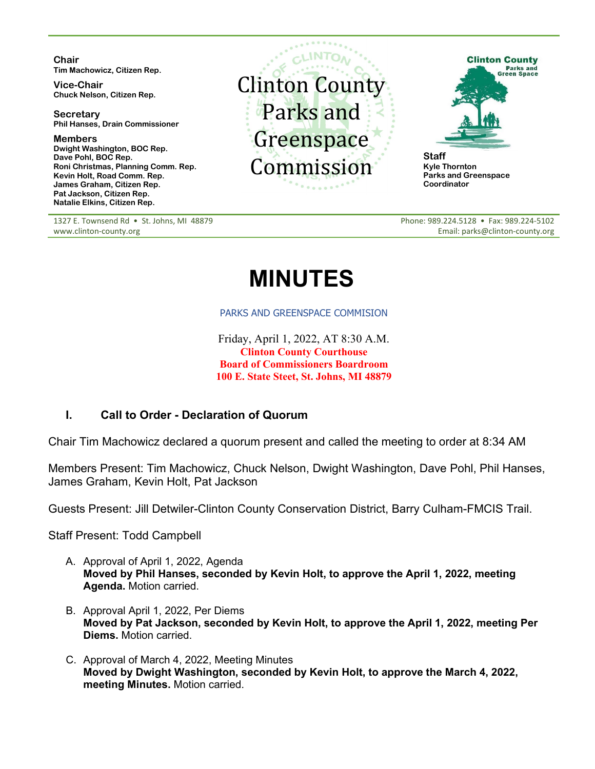**Chair**
Tim Machowicz, Citizen Rep.

**Vice-Chair**
Chuck Nelson, Citizen Rep.

**Secretary**
Phil Hanses, Drain Commissioner

**Members**
Dwight Washington, BOC Rep.
Dave Pohl, BOC Rep.
Roni Christmas, Planning Comm. Rep.
Kevin Holt, Road Comm. Rep.
James Graham, Citizen Rep.
Pat Jackson, Citizen Rep.
Natalie Elkins, Citizen Rep.

# Clinton County Parks and Greenspace Commission

Clinton County Parks and Green Space

**Staff**
Kyle Thornton
Parks and Greenspace Coordinator

1327 E. Townsend Rd • St. Johns, MI 48879
www.clinton-county.org

Phone: 989.224.5128 • Fax: 989.224-5102
Email: parks@clinton-county.org

# MINUTES

PARKS AND GREENSPACE COMMISION

Friday, April 1, 2022, AT 8:30 A.M.
**Clinton County Courthouse**
**Board of Commissioners Boardroom**
**100 E. State Steet, St. Johns, MI 48879**

## I. Call to Order - Declaration of Quorum

Chair Tim Machowicz declared a quorum present and called the meeting to order at 8:34 AM

Members Present: Tim Machowicz, Chuck Nelson, Dwight Washington, Dave Pohl, Phil Hanses, James Graham, Kevin Holt, Pat Jackson

Guests Present: Jill Detwiler-Clinton County Conservation District, Barry Culham-FMCIS Trail.

Staff Present: Todd Campbell

A. Approval of April 1, 2022, Agenda
**Moved by Phil Hanses, seconded by Kevin Holt, to approve the April 1, 2022, meeting Agenda.** Motion carried.

B. Approval April 1, 2022, Per Diems
**Moved by Pat Jackson, seconded by Kevin Holt, to approve the April 1, 2022, meeting Per Diems.** Motion carried.

C. Approval of March 4, 2022, Meeting Minutes
**Moved by Dwight Washington, seconded by Kevin Holt, to approve the March 4, 2022, meeting Minutes.** Motion carried.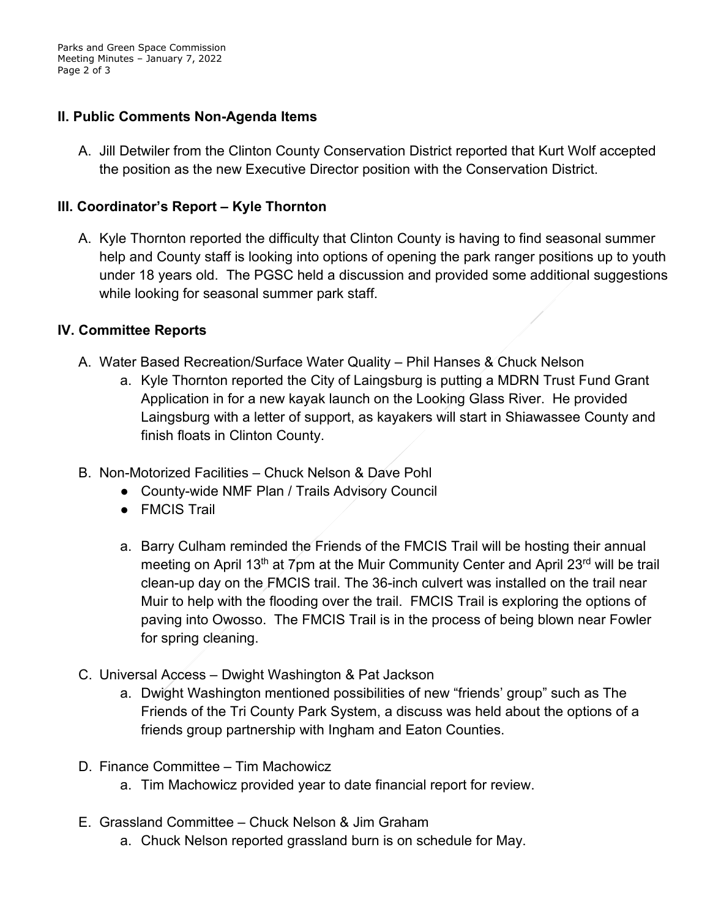## II. Public Comments Non-Agenda Items

A. Jill Detwiler from the Clinton County Conservation District reported that Kurt Wolf accepted the position as the new Executive Director position with the Conservation District.

## III. Coordinator's Report – Kyle Thornton

A. Kyle Thornton reported the difficulty that Clinton County is having to find seasonal summer help and County staff is looking into options of opening the park ranger positions up to youth under 18 years old. The PGSC held a discussion and provided some additional suggestions while looking for seasonal summer park staff.

## IV. Committee Reports

A. Water Based Recreation/Surface Water Quality – Phil Hanses & Chuck Nelson
   a. Kyle Thornton reported the City of Laingsburg is putting a MDRN Trust Fund Grant Application in for a new kayak launch on the Looking Glass River. He provided Laingsburg with a letter of support, as kayakers will start in Shiawassee County and finish floats in Clinton County.

B. Non-Motorized Facilities – Chuck Nelson & Dave Pohl
   - County-wide NMF Plan / Trails Advisory Council
   - FMCIS Trail

   a. Barry Culham reminded the Friends of the FMCIS Trail will be hosting their annual meeting on April 13th at 7pm at the Muir Community Center and April 23rd will be trail clean-up day on the FMCIS trail. The 36-inch culvert was installed on the trail near Muir to help with the flooding over the trail. FMCIS Trail is exploring the options of paving into Owosso. The FMCIS Trail is in the process of being blown near Fowler for spring cleaning.

C. Universal Access – Dwight Washington & Pat Jackson
   a. Dwight Washington mentioned possibilities of new "friends' group" such as The Friends of the Tri County Park System, a discuss was held about the options of a friends group partnership with Ingham and Eaton Counties.

D. Finance Committee – Tim Machowicz
   a. Tim Machowicz provided year to date financial report for review.

E. Grassland Committee – Chuck Nelson & Jim Graham
   a. Chuck Nelson reported grassland burn is on schedule for May.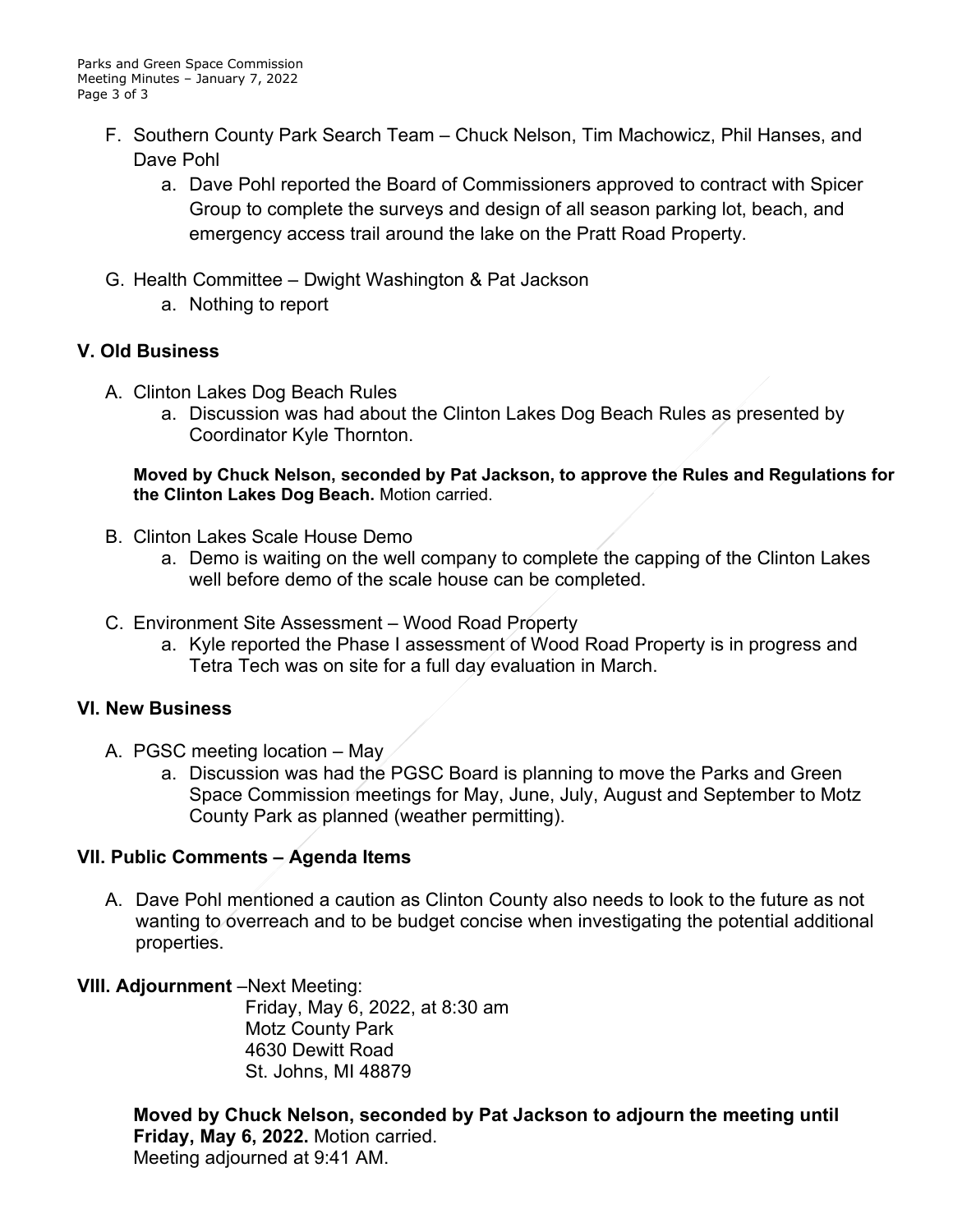F. Southern County Park Search Team – Chuck Nelson, Tim Machowicz, Phil Hanses, and Dave Pohl
    a. Dave Pohl reported the Board of Commissioners approved to contract with Spicer Group to complete the surveys and design of all season parking lot, beach, and emergency access trail around the lake on the Pratt Road Property.

G. Health Committee – Dwight Washington & Pat Jackson
    a. Nothing to report

## V. Old Business

A. Clinton Lakes Dog Beach Rules
    a. Discussion was had about the Clinton Lakes Dog Beach Rules as presented by Coordinator Kyle Thornton.

**Moved by Chuck Nelson, seconded by Pat Jackson, to approve the Rules and Regulations for the Clinton Lakes Dog Beach.** Motion carried.

B. Clinton Lakes Scale House Demo
    a. Demo is waiting on the well company to complete the capping of the Clinton Lakes well before demo of the scale house can be completed.

C. Environment Site Assessment – Wood Road Property
    a. Kyle reported the Phase I assessment of Wood Road Property is in progress and Tetra Tech was on site for a full day evaluation in March.

## VI. New Business

A. PGSC meeting location – May
    a. Discussion was had the PGSC Board is planning to move the Parks and Green Space Commission meetings for May, June, July, August and September to Motz County Park as planned (weather permitting).

## VII. Public Comments – Agenda Items

A. Dave Pohl mentioned a caution as Clinton County also needs to look to the future as not wanting to overreach and to be budget concise when investigating the potential additional properties.

## VIII. Adjournment –Next Meeting:

Friday, May 6, 2022, at 8:30 am
Motz County Park
4630 Dewitt Road
St. Johns, MI 48879

**Moved by Chuck Nelson, seconded by Pat Jackson to adjourn the meeting until Friday, May 6, 2022.** Motion carried.
Meeting adjourned at 9:41 AM.